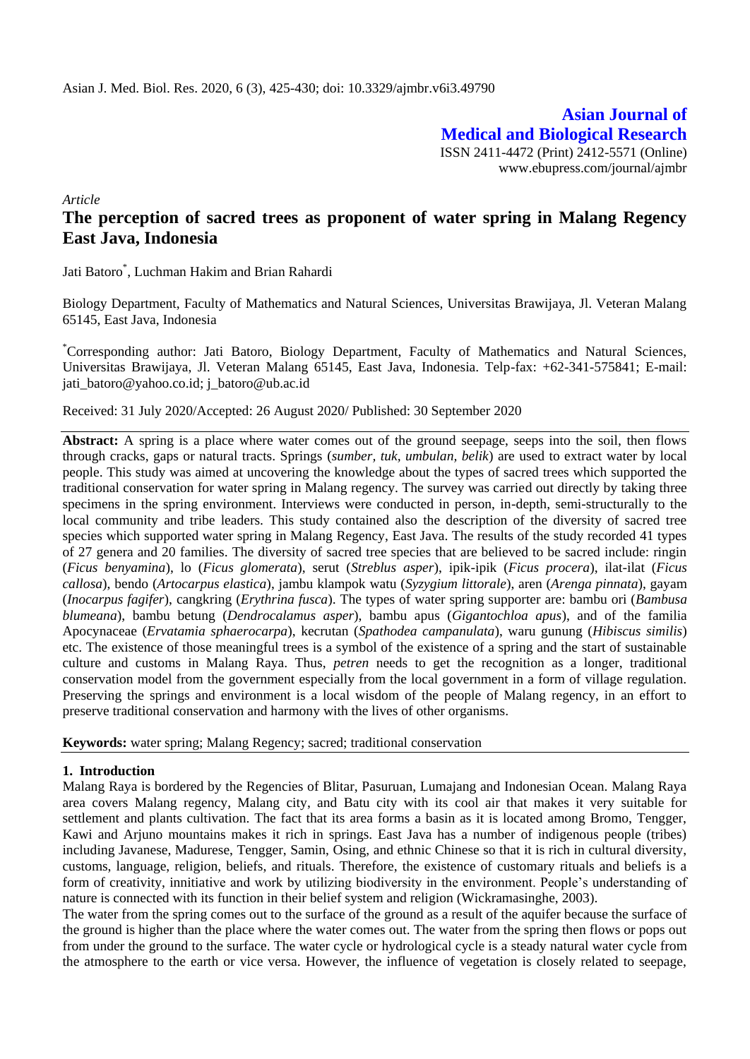*Article*

# The perception of sacred trees as proponent of water spring in Malang Regency East Java, Indonesia

Jati Batoro*, Luchman Hakim and Brian Rahardi

Biology Department, Faculty of Mathematics and Natural Sciences, Universitas Brawijaya, Jl. Veteran Malang 65145, East Java, Indonesia

*Corresponding author: Jati Batoro, Biology Department, Faculty of Mathematics and Natural Sciences, Universitas Brawijaya, Jl. Veteran Malang 65145, East Java, Indonesia. Telp-fax: +62-341-575841; E-mail: jati_batoro@yahoo.co.id; j_batoro@ub.ac.id

Received: 31 July 2020/Accepted: 26 August 2020/ Published: 30 September 2020

**Abstract:** A spring is a place where water comes out of the ground seepage, seeps into the soil, then flows through cracks, gaps or natural tracts. Springs (*sumber, tuk, umbulan, belik*) are used to extract water by local people. This study was aimed at uncovering the knowledge about the types of sacred trees which supported the traditional conservation for water spring in Malang regency. The survey was carried out directly by taking three specimens in the spring environment. Interviews were conducted in person, in-depth, semi-structurally to the local community and tribe leaders. This study contained also the description of the diversity of sacred tree species which supported water spring in Malang Regency, East Java. The results of the study recorded 41 types of 27 genera and 20 families. The diversity of sacred tree species that are believed to be sacred include: ringin (*Ficus benyamina*), lo (*Ficus glomerata*), serut (*Streblus asper*), ipik-ipik (*Ficus procera*), ilat-ilat (*Ficus callosa*), bendo (*Artocarpus elastica*), jambu klampok watu (*Syzygium littorale*), aren (*Arenga pinnata*), gayam (*Inocarpus fagifer*), cangkring (*Erythrina fusca*). The types of water spring supporter are: bambu ori (*Bambusa blumeana*), bambu betung (*Dendrocalamus asper*), bambu apus (*Gigantochloa apus*), and of the familia Apocynaceae (*Ervatamia sphaerocarpa*), kecrutan (*Spathodea campanulata*), waru gunung (*Hibiscus similis*) etc. The existence of those meaningful trees is a symbol of the existence of a spring and the start of sustainable culture and customs in Malang Raya. Thus, *petren* needs to get the recognition as a longer, traditional conservation model from the government especially from the local government in a form of village regulation. Preserving the springs and environment is a local wisdom of the people of Malang regency, in an effort to preserve traditional conservation and harmony with the lives of other organisms.

**Keywords:** water spring; Malang Regency; sacred; traditional conservation

## 1. Introduction

Malang Raya is bordered by the Regencies of Blitar, Pasuruan, Lumajang and Indonesian Ocean. Malang Raya area covers Malang regency, Malang city, and Batu city with its cool air that makes it very suitable for settlement and plants cultivation. The fact that its area forms a basin as it is located among Bromo, Tengger, Kawi and Arjuno mountains makes it rich in springs. East Java has a number of indigenous people (tribes) including Javanese, Madurese, Tengger, Samin, Osing, and ethnic Chinese so that it is rich in cultural diversity, customs, language, religion, beliefs, and rituals. Therefore, the existence of customary rituals and beliefs is a form of creativity, innitiative and work by utilizing biodiversity in the environment. People's understanding of nature is connected with its function in their belief system and religion (Wickramasinghe, 2003).

The water from the spring comes out to the surface of the ground as a result of the aquifer because the surface of the ground is higher than the place where the water comes out. The water from the spring then flows or pops out from under the ground to the surface. The water cycle or hydrological cycle is a steady natural water cycle from the atmosphere to the earth or vice versa. However, the influence of vegetation is closely related to seepage,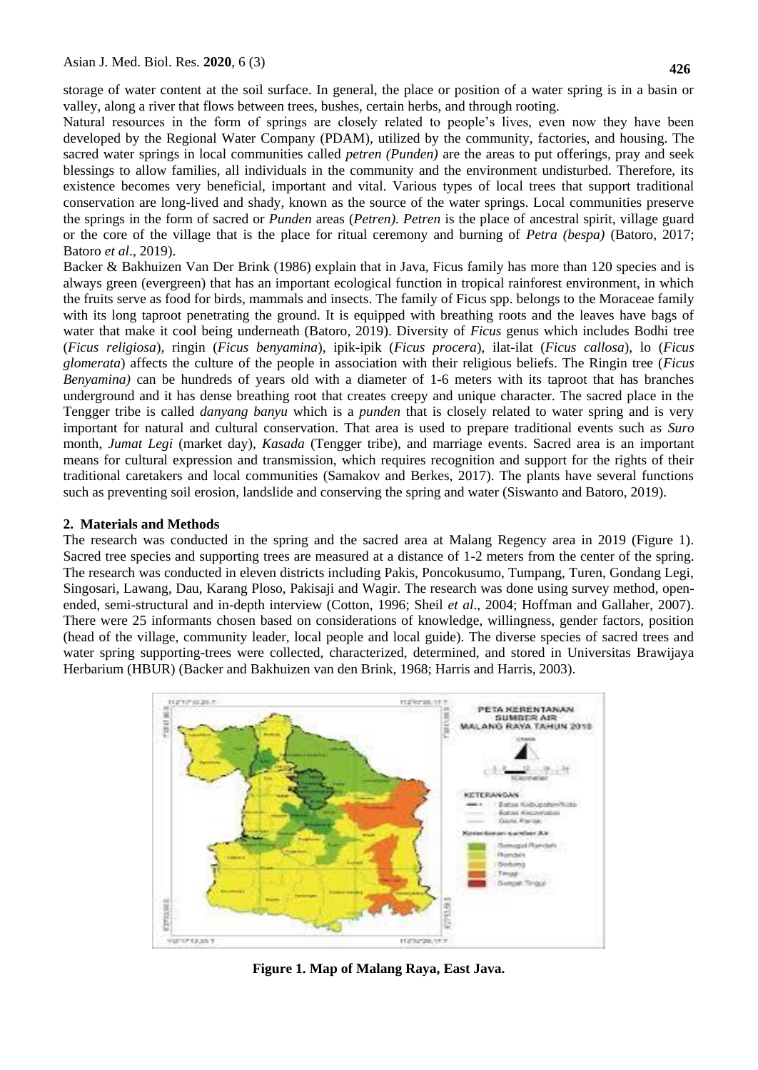storage of water content at the soil surface. In general, the place or position of a water spring is in a basin or valley, along a river that flows between trees, bushes, certain herbs, and through rooting.

Natural resources in the form of springs are closely related to people's lives, even now they have been developed by the Regional Water Company (PDAM), utilized by the community, factories, and housing. The sacred water springs in local communities called *petren (Punden)* are the areas to put offerings, pray and seek blessings to allow families, all individuals in the community and the environment undisturbed. Therefore, its existence becomes very beneficial, important and vital. Various types of local trees that support traditional conservation are long-lived and shady, known as the source of the water springs. Local communities preserve the springs in the form of sacred or *Punden* areas (*Petren). Petren* is the place of ancestral spirit, village guard or the core of the village that is the place for ritual ceremony and burning of *Petra (bespa)* (Batoro, 2017; Batoro *et al*., 2019).

Backer & Bakhuizen Van Der Brink (1986) explain that in Java, Ficus family has more than 120 species and is always green (evergreen) that has an important ecological function in tropical rainforest environment, in which the fruits serve as food for birds, mammals and insects. The family of Ficus spp. belongs to the Moraceae family with its long taproot penetrating the ground. It is equipped with breathing roots and the leaves have bags of water that make it cool being underneath (Batoro, 2019). Diversity of *Ficus* genus which includes Bodhi tree (*Ficus religiosa*), ringin (*Ficus benyamina*), ipik-ipik (*Ficus procera*), ilat-ilat (*Ficus callosa*), lo (*Ficus glomerata*) affects the culture of the people in association with their religious beliefs. The Ringin tree (*Ficus Benyamina)* can be hundreds of years old with a diameter of 1-6 meters with its taproot that has branches underground and it has dense breathing root that creates creepy and unique character. The sacred place in the Tengger tribe is called *danyang banyu* which is a *punden* that is closely related to water spring and is very important for natural and cultural conservation. That area is used to prepare traditional events such as *Suro* month, *Jumat Legi* (market day), *Kasada* (Tengger tribe), and marriage events. Sacred area is an important means for cultural expression and transmission, which requires recognition and support for the rights of their traditional caretakers and local communities (Samakov and Berkes, 2017). The plants have several functions such as preventing soil erosion, landslide and conserving the spring and water (Siswanto and Batoro, 2019).

## 2. Materials and Methods

The research was conducted in the spring and the sacred area at Malang Regency area in 2019 (Figure 1). Sacred tree species and supporting trees are measured at a distance of 1-2 meters from the center of the spring. The research was conducted in eleven districts including Pakis, Poncokusumo, Tumpang, Turen, Gondang Legi, Singosari, Lawang, Dau, Karang Ploso, Pakisaji and Wagir. The research was done using survey method, open-ended, semi-structural and in-depth interview (Cotton, 1996; Sheil *et al*., 2004; Hoffman and Gallaher, 2007). There were 25 informants chosen based on considerations of knowledge, willingness, gender factors, position (head of the village, community leader, local people and local guide). The diverse species of sacred trees and water spring supporting-trees were collected, characterized, determined, and stored in Universitas Brawijaya Herbarium (HBUR) (Backer and Bakhuizen van den Brink, 1968; Harris and Harris, 2003).

**Figure 1. Map of Malang Raya, East Java.**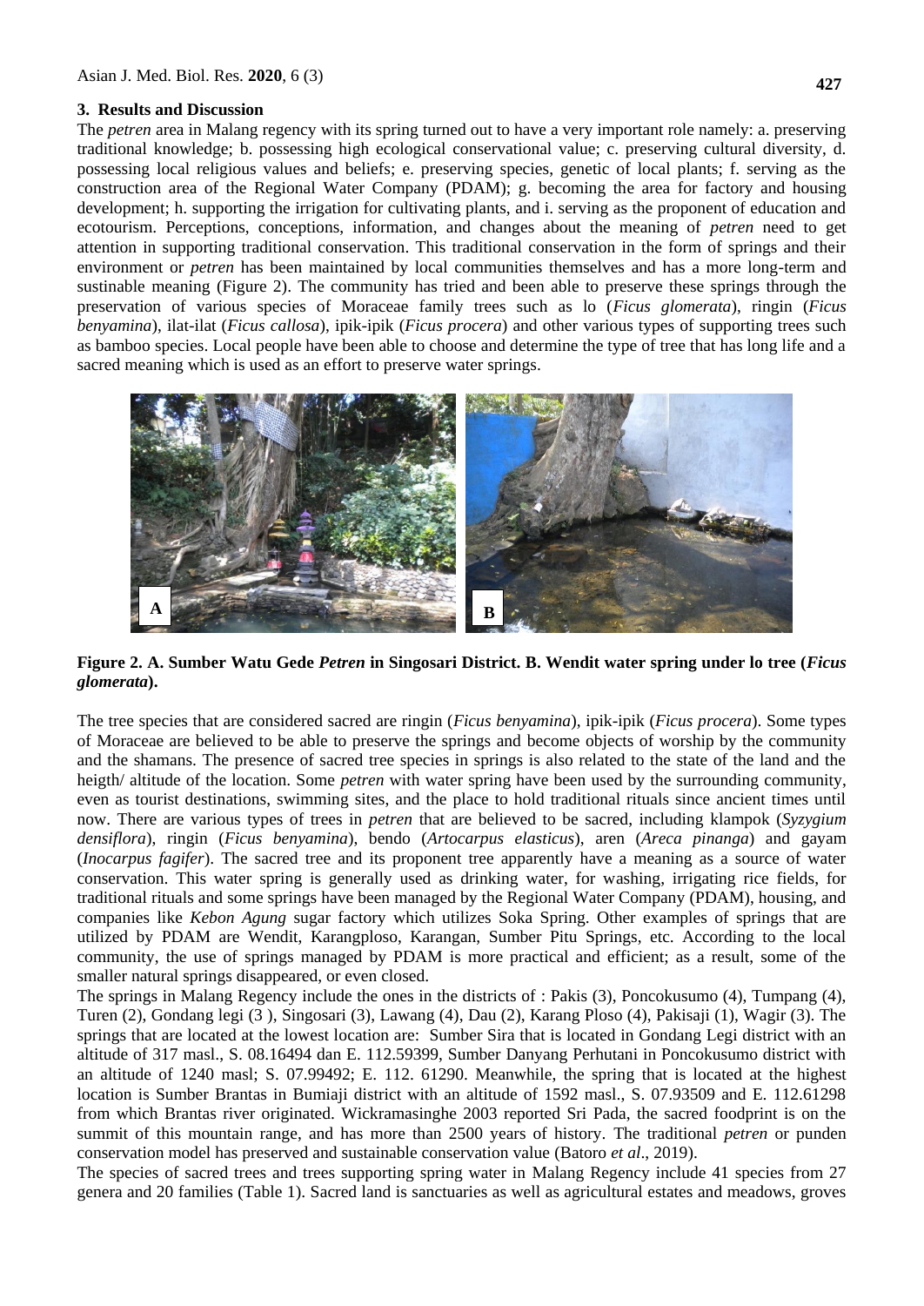## 3. Results and Discussion

The *petren* area in Malang regency with its spring turned out to have a very important role namely: a. preserving traditional knowledge; b. possessing high ecological conservational value; c. preserving cultural diversity, d. possessing local religious values and beliefs; e. preserving species, genetic of local plants; f. serving as the construction area of the Regional Water Company (PDAM); g. becoming the area for factory and housing development; h. supporting the irrigation for cultivating plants, and i. serving as the proponent of education and ecotourism. Perceptions, conceptions, information, and changes about the meaning of *petren* need to get attention in supporting traditional conservation. This traditional conservation in the form of springs and their environment or *petren* has been maintained by local communities themselves and has a more long-term and sustinable meaning (Figure 2). The community has tried and been able to preserve these springs through the preservation of various species of Moraceae family trees such as lo (*Ficus glomerata*), ringin (*Ficus benyamina*), ilat-ilat (*Ficus callosa*), ipik-ipik (*Ficus procera*) and other various types of supporting trees such as bamboo species. Local people have been able to choose and determine the type of tree that has long life and a sacred meaning which is used as an effort to preserve water springs.

**Figure 2. A. Sumber Watu Gede *Petren* in Singosari District. B. Wendit water spring under lo tree (*Ficus glomerata*).**

The tree species that are considered sacred are ringin (*Ficus benyamina*), ipik-ipik (*Ficus procera*). Some types of Moraceae are believed to be able to preserve the springs and become objects of worship by the community and the shamans. The presence of sacred tree species in springs is also related to the state of the land and the heigth/ altitude of the location. Some *petren* with water spring have been used by the surrounding community, even as tourist destinations, swimming sites, and the place to hold traditional rituals since ancient times until now. There are various types of trees in *petren* that are believed to be sacred, including klampok (*Syzygium densiflora*), ringin (*Ficus benyamina*), bendo (*Artocarpus elasticus*), aren (*Areca pinanga*) and gayam (*Inocarpus fagifer*). The sacred tree and its proponent tree apparently have a meaning as a source of water conservation. This water spring is generally used as drinking water, for washing, irrigating rice fields, for traditional rituals and some springs have been managed by the Regional Water Company (PDAM), housing, and companies like *Kebon Agung* sugar factory which utilizes Soka Spring. Other examples of springs that are utilized by PDAM are Wendit, Karangploso, Karangan, Sumber Pitu Springs, etc. According to the local community, the use of springs managed by PDAM is more practical and efficient; as a result, some of the smaller natural springs disappeared, or even closed.

The springs in Malang Regency include the ones in the districts of : Pakis (3), Poncokusumo (4), Tumpang (4), Turen (2), Gondang legi (3 ), Singosari (3), Lawang (4), Dau (2), Karang Ploso (4), Pakisaji (1), Wagir (3). The springs that are located at the lowest location are: Sumber Sira that is located in Gondang Legi district with an altitude of 317 masl., S. 08.16494 dan E. 112.59399, Sumber Danyang Perhutani in Poncokusumo district with an altitude of 1240 masl; S. 07.99492; E. 112. 61290. Meanwhile, the spring that is located at the highest location is Sumber Brantas in Bumiaji district with an altitude of 1592 masl., S. 07.93509 and E. 112.61298 from which Brantas river originated. Wickramasinghe 2003 reported Sri Pada, the sacred foodprint is on the summit of this mountain range, and has more than 2500 years of history. The traditional *petren* or punden conservation model has preserved and sustainable conservation value (Batoro *et al*., 2019).

The species of sacred trees and trees supporting spring water in Malang Regency include 41 species from 27 genera and 20 families (Table 1). Sacred land is sanctuaries as well as agricultural estates and meadows, groves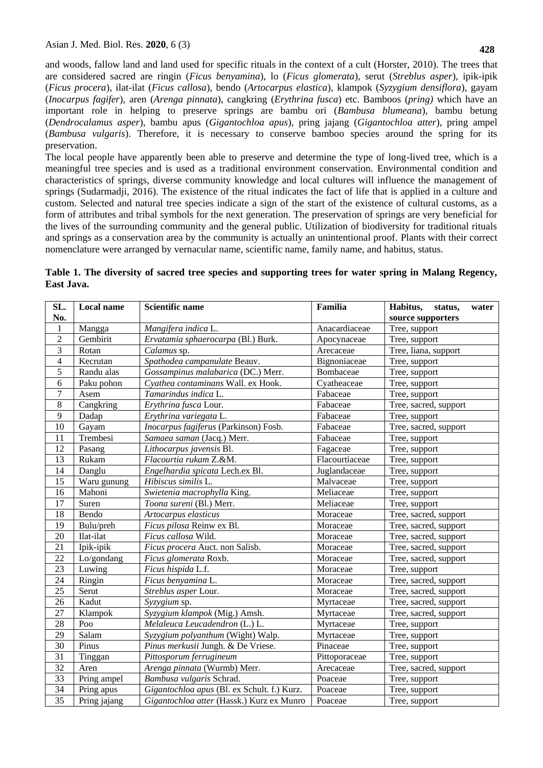and woods, fallow land and land used for specific rituals in the context of a cult (Horster, 2010). The trees that are considered sacred are ringin (*Ficus benyamina*), lo (*Ficus glomerata*), serut (*Streblus asper*), ipik-ipik (*Ficus procera*), ilat-ilat (*Ficus callosa*), bendo (*Artocarpus elastica*), klampok (*Syzygium densiflora*), gayam (*Inocarpus fagifer*), aren (*Arenga pinnata*), cangkring (*Erythrina fusca*) etc. Bamboos (*pring)* which have an important role in helping to preserve springs are bambu ori (*Bambusa blumeana*), bambu betung (*Dendrocalamus asper*), bambu apus (*Gigantochloa apus*), pring jajang (*Gigantochloa atter*), pring ampel (*Bambusa vulgaris*). Therefore, it is necessary to conserve bamboo species around the spring for its preservation.

The local people have apparently been able to preserve and determine the type of long-lived tree, which is a meaningful tree species and is used as a traditional environment conservation. Environmental condition and characteristics of springs, diverse community knowledge and local cultures will influence the management of springs (Sudarmadji, 2016). The existence of the ritual indicates the fact of life that is applied in a culture and custom. Selected and natural tree species indicate a sign of the start of the existence of cultural customs, as a form of attributes and tribal symbols for the next generation. The preservation of springs are very beneficial for the lives of the surrounding community and the general public. Utilization of biodiversity for traditional rituals and springs as a conservation area by the community is actually an unintentional proof. Plants with their correct nomenclature were arranged by vernacular name, scientific name, family name, and habitus, status.

**Table 1. The diversity of sacred tree species and supporting trees for water spring in Malang Regency, East Java.**

| SL. No. | Local name | Scientific name | Familia | Habitus, status, water source supporters |
|---|---|---|---|---|
| 1 | Mangga | *Mangifera indica* L. | Anacardiaceae | Tree, support |
| 2 | Gembirit | *Ervatamia sphaerocarpa* (Bl.) Burk. | Apocynaceae | Tree, support |
| 3 | Rotan | *Calamus* sp. | Arecaceae | Tree, liana, support |
| 4 | Kecrutan | *Spathodea campanulate* Beauv. | Bignoniaceae | Tree, support |
| 5 | Randu alas | *Gossampinus malabarica* (DC.) Merr. | Bombaceae | Tree, support |
| 6 | Paku pohon | *Cyathea contaminans* Wall. ex Hook. | Cyatheaceae | Tree, support |
| 7 | Asem | *Tamarindus indica* L. | Fabaceae | Tree, support |
| 8 | Cangkring | *Erythrina fusca* Lour. | Fabaceae | Tree, sacred, support |
| 9 | Dadap | *Erythrina variegata* L. | Fabaceae | Tree, support |
| 10 | Gayam | *Inocarpus fagiferus* (Parkinson) Fosb. | Fabaceae | Tree, sacred, support |
| 11 | Trembesi | *Samaea saman* (Jacq.) Merr. | Fabaceae | Tree, support |
| 12 | Pasang | *Lithocarpus javensis* Bl. | Fagaceae | Tree, support |
| 13 | Rukam | *Flacourtia rukam* Z.&M. | Flacourtiaceae | Tree, support |
| 14 | Danglu | *Engelhardia spicata* Lech.ex Bl. | Juglandaceae | Tree, support |
| 15 | Waru gunung | *Hibiscus similis* L. | Malvaceae | Tree, support |
| 16 | Mahoni | *Swietenia macrophylla* King. | Meliaceae | Tree, support |
| 17 | Suren | *Toona sureni* (Bl.) Merr. | Meliaceae | Tree, support |
| 18 | Bendo | *Artocarpus elasticus* | Moraceae | Tree, sacred, support |
| 19 | Bulu/preh | *Ficus pilosa* Reinw ex Bl. | Moraceae | Tree, sacred, support |
| 20 | Ilat-ilat | *Ficus callosa* Wild. | Moraceae | Tree, sacred, support |
| 21 | Ipik-ipik | *Ficus procera* Auct. non Salisb. | Moraceae | Tree, sacred, support |
| 22 | Lo/gondang | *Ficus glomerata* Roxb. | Moraceae | Tree, sacred, support |
| 23 | Luwing | *Ficus hispida* L.f. | Moraceae | Tree, support |
| 24 | Ringin | *Ficus benyamina* L. | Moraceae | Tree, sacred, support |
| 25 | Serut | *Streblus asper* Lour. | Moraceae | Tree, sacred, support |
| 26 | Kadut | *Syzygium* sp. | Myrtaceae | Tree, sacred, support |
| 27 | Klampok | *Syzygium klampok* (Mig.) Amsh. | Myrtaceae | Tree, sacred, support |
| 28 | Poo | *Melaleuca Leucadendron* (L.) L. | Myrtaceae | Tree, support |
| 29 | Salam | *Syzygium polyanthum* (Wight) Walp. | Myrtaceae | Tree, support |
| 30 | Pinus | *Pinus merkusii* Jungh. & De Vriese. | Pinaceae | Tree, support |
| 31 | Tinggan | *Pittosporum ferrugineum* | Pittoporaceae | Tree, support |
| 32 | Aren | *Arenga pinnata* (Wurmb) Merr. | Arecaceae | Tree, sacred, support |
| 33 | Pring ampel | *Bambusa vulgaris* Schrad. | Poaceae | Tree, support |
| 34 | Pring apus | *Gigantochloa apus* (Bl. ex Schult. f.) Kurz. | Poaceae | Tree, support |
| 35 | Pring jajang | *Gigantochloa atter* (Hassk.) Kurz ex Munro | Poaceae | Tree, support |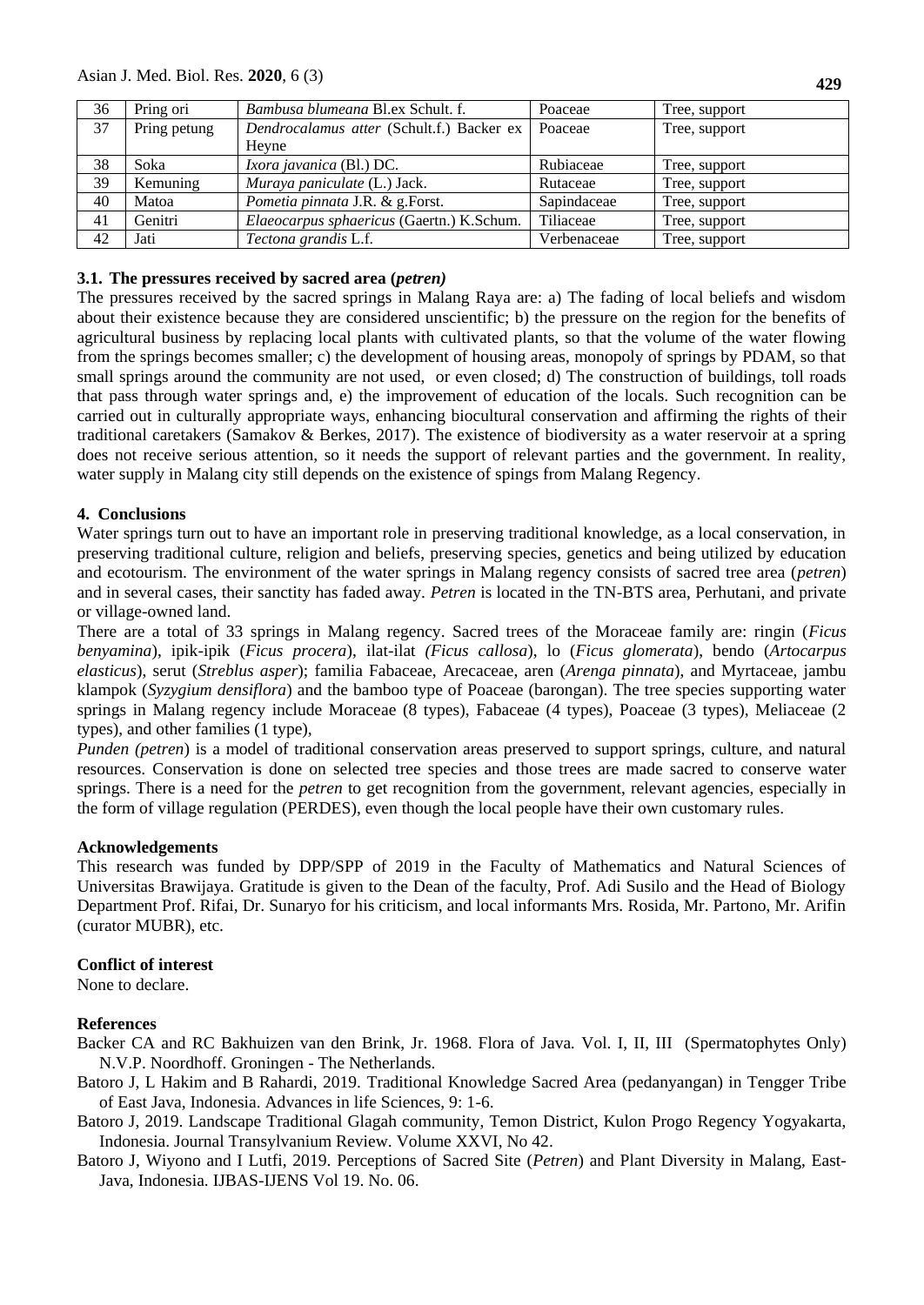| 36 | Pring ori | *Bambusa blumeana* Bl.ex Schult. f. | Poaceae | Tree, support |
|---|---|---|---|---|
| 37 | Pring petung | *Dendrocalamus atter* (Schult.f.) Backer ex Heyne | Poaceae | Tree, support |
| 38 | Soka | *Ixora javanica* (Bl.) DC. | Rubiaceae | Tree, support |
| 39 | Kemuning | *Muraya paniculate* (L.) Jack. | Rutaceae | Tree, support |
| 40 | Matoa | *Pometia pinnata* J.R. & g.Forst. | Sapindaceae | Tree, support |
| 41 | Genitri | *Elaeocarpus sphaericus* (Gaertn.) K.Schum. | Tiliaceae | Tree, support |
| 42 | Jati | *Tectona grandis* L.f. | Verbenaceae | Tree, support |

### 3.1. The pressures received by sacred area (*petren)*

The pressures received by the sacred springs in Malang Raya are: a) The fading of local beliefs and wisdom about their existence because they are considered unscientific; b) the pressure on the region for the benefits of agricultural business by replacing local plants with cultivated plants, so that the volume of the water flowing from the springs becomes smaller; c) the development of housing areas, monopoly of springs by PDAM, so that small springs around the community are not used, or even closed; d) The construction of buildings, toll roads that pass through water springs and, e) the improvement of education of the locals. Such recognition can be carried out in culturally appropriate ways, enhancing biocultural conservation and affirming the rights of their traditional caretakers (Samakov & Berkes, 2017). The existence of biodiversity as a water reservoir at a spring does not receive serious attention, so it needs the support of relevant parties and the government. In reality, water supply in Malang city still depends on the existence of spings from Malang Regency.

## 4. Conclusions

Water springs turn out to have an important role in preserving traditional knowledge, as a local conservation, in preserving traditional culture, religion and beliefs, preserving species, genetics and being utilized by education and ecotourism. The environment of the water springs in Malang regency consists of sacred tree area (*petren*) and in several cases, their sanctity has faded away. *Petren* is located in the TN-BTS area, Perhutani, and private or village-owned land.

There are a total of 33 springs in Malang regency. Sacred trees of the Moraceae family are: ringin (*Ficus benyamina*), ipik-ipik (*Ficus procera*), ilat-ilat *(Ficus callosa*), lo (*Ficus glomerata*), bendo (*Artocarpus elasticus*), serut (*Streblus asper*); familia Fabaceae, Arecaceae, aren (*Arenga pinnata*), and Myrtaceae, jambu klampok (*Syzygium densiflora*) and the bamboo type of Poaceae (barongan). The tree species supporting water springs in Malang regency include Moraceae (8 types), Fabaceae (4 types), Poaceae (3 types), Meliaceae (2 types), and other families (1 type),

*Punden (petren*) is a model of traditional conservation areas preserved to support springs, culture, and natural resources. Conservation is done on selected tree species and those trees are made sacred to conserve water springs. There is a need for the *petren* to get recognition from the government, relevant agencies, especially in the form of village regulation (PERDES), even though the local people have their own customary rules.

## Acknowledgements

This research was funded by DPP/SPP of 2019 in the Faculty of Mathematics and Natural Sciences of Universitas Brawijaya. Gratitude is given to the Dean of the faculty, Prof. Adi Susilo and the Head of Biology Department Prof. Rifai, Dr. Sunaryo for his criticism, and local informants Mrs. Rosida, Mr. Partono, Mr. Arifin (curator MUBR), etc.

## Conflict of interest

None to declare.

## References

Backer CA and RC Bakhuizen van den Brink, Jr. 1968. Flora of Java. Vol. I, II, III (Spermatophytes Only) N.V.P. Noordhoff. Groningen - The Netherlands.

Batoro J, L Hakim and B Rahardi, 2019. Traditional Knowledge Sacred Area (pedanyangan) in Tengger Tribe of East Java, Indonesia. Advances in life Sciences, 9: 1-6.

Batoro J, 2019. Landscape Traditional Glagah community, Temon District, Kulon Progo Regency Yogyakarta, Indonesia. Journal Transylvanium Review. Volume XXVI, No 42.

Batoro J, Wiyono and I Lutfi, 2019. Perceptions of Sacred Site (*Petren*) and Plant Diversity in Malang, East-Java, Indonesia. IJBAS-IJENS Vol 19. No. 06.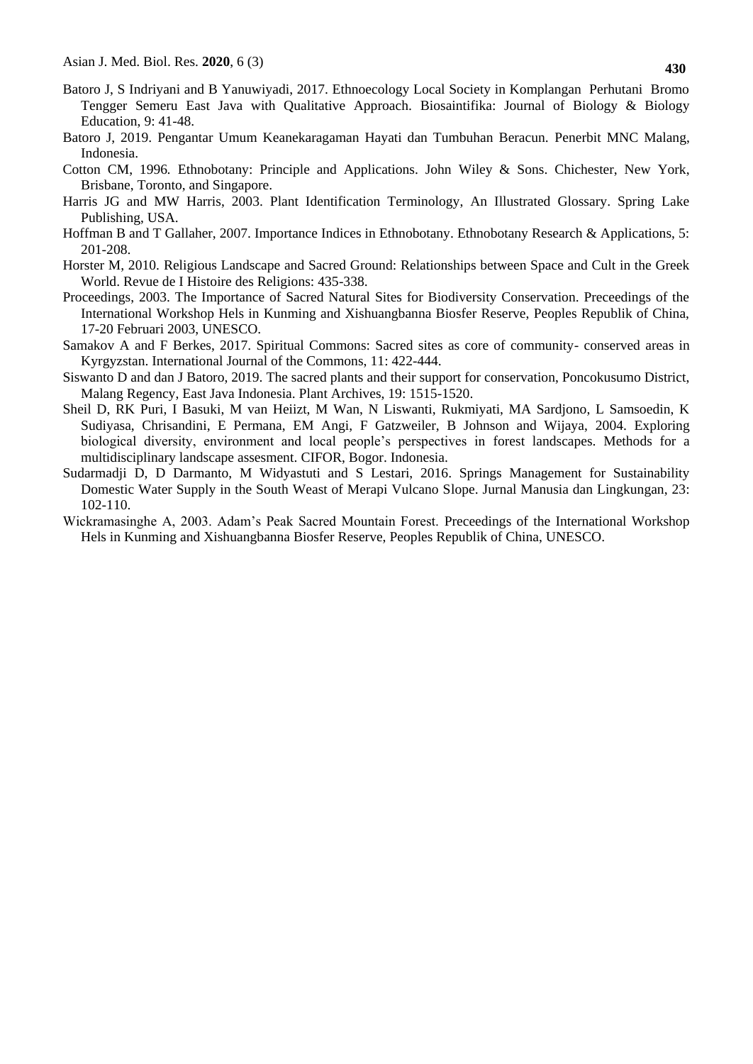Batoro J, S Indriyani and B Yanuwiyadi, 2017. Ethnoecology Local Society in Komplangan Perhutani Bromo Tengger Semeru East Java with Qualitative Approach. Biosaintifika: Journal of Biology & Biology Education, 9: 41-48.

Batoro J, 2019. Pengantar Umum Keanekaragaman Hayati dan Tumbuhan Beracun. Penerbit MNC Malang, Indonesia.

Cotton CM, 1996. Ethnobotany: Principle and Applications. John Wiley & Sons. Chichester, New York, Brisbane, Toronto, and Singapore.

Harris JG and MW Harris, 2003. Plant Identification Terminology, An Illustrated Glossary. Spring Lake Publishing, USA.

Hoffman B and T Gallaher, 2007. Importance Indices in Ethnobotany. Ethnobotany Research & Applications, 5: 201-208.

Horster M, 2010. Religious Landscape and Sacred Ground: Relationships between Space and Cult in the Greek World. Revue de I Histoire des Religions: 435-338.

Proceedings, 2003. The Importance of Sacred Natural Sites for Biodiversity Conservation. Preceedings of the International Workshop Hels in Kunming and Xishuangbanna Biosfer Reserve, Peoples Republik of China, 17-20 Februari 2003, UNESCO.

Samakov A and F Berkes, 2017. Spiritual Commons: Sacred sites as core of community- conserved areas in Kyrgyzstan. International Journal of the Commons, 11: 422-444.

Siswanto D and dan J Batoro, 2019. The sacred plants and their support for conservation, Poncokusumo District, Malang Regency, East Java Indonesia. Plant Archives, 19: 1515-1520.

Sheil D, RK Puri, I Basuki, M van Heiizt, M Wan, N Liswanti, Rukmiyati, MA Sardjono, L Samsoedin, K Sudiyasa, Chrisandini, E Permana, EM Angi, F Gatzweiler, B Johnson and Wijaya, 2004. Exploring biological diversity, environment and local people's perspectives in forest landscapes. Methods for a multidisciplinary landscape assesment. CIFOR, Bogor. Indonesia.

Sudarmadji D, D Darmanto, M Widyastuti and S Lestari, 2016. Springs Management for Sustainability Domestic Water Supply in the South Weast of Merapi Vulcano Slope. Jurnal Manusia dan Lingkungan, 23: 102-110.

Wickramasinghe A, 2003. Adam's Peak Sacred Mountain Forest. Preceedings of the International Workshop Hels in Kunming and Xishuangbanna Biosfer Reserve, Peoples Republik of China, UNESCO.